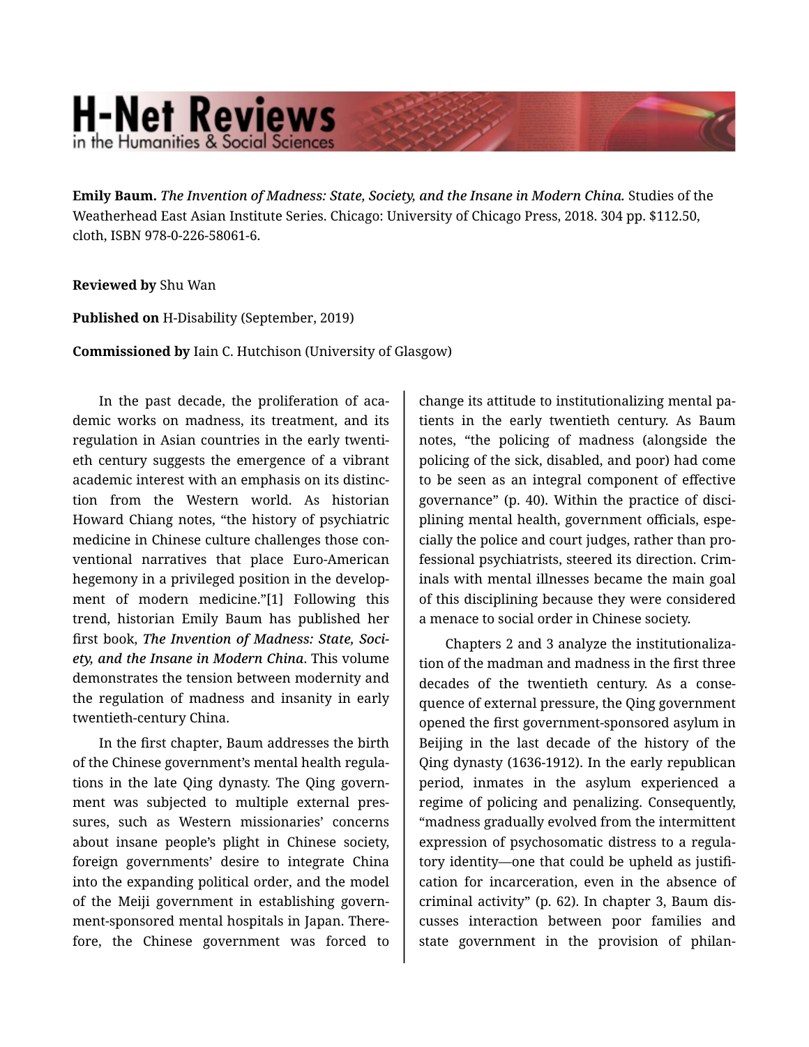# H-Net Reviews
in the Humanities & Social Sciences

**Emily Baum.** ***The Invention of Madness: State, Society, and the Insane in Modern China.*** Studies of the Weatherhead East Asian Institute Series. Chicago: University of Chicago Press, 2018. 304 pp. $112.50, cloth, ISBN 978-0-226-58061-6.

**Reviewed by** Shu Wan

**Published on** H-Disability (September, 2019)

**Commissioned by** Iain C. Hutchison (University of Glasgow)

In the past decade, the proliferation of academic works on madness, its treatment, and its regulation in Asian countries in the early twentieth century suggests the emergence of a vibrant academic interest with an emphasis on its distinction from the Western world. As historian Howard Chiang notes, "the history of psychiatric medicine in Chinese culture challenges those conventional narratives that place Euro-American hegemony in a privileged position in the development of modern medicine."[1] Following this trend, historian Emily Baum has published her first book, ***The Invention of Madness: State, Society, and the Insane in Modern China***. This volume demonstrates the tension between modernity and the regulation of madness and insanity in early twentieth-century China.

In the first chapter, Baum addresses the birth of the Chinese government's mental health regulations in the late Qing dynasty. The Qing government was subjected to multiple external pressures, such as Western missionaries' concerns about insane people's plight in Chinese society, foreign governments' desire to integrate China into the expanding political order, and the model of the Meiji government in establishing government-sponsored mental hospitals in Japan. Therefore, the Chinese government was forced to change its attitude to institutionalizing mental patients in the early twentieth century. As Baum notes, "the policing of madness (alongside the policing of the sick, disabled, and poor) had come to be seen as an integral component of effective governance" (p. 40). Within the practice of disciplining mental health, government officials, especially the police and court judges, rather than professional psychiatrists, steered its direction. Criminals with mental illnesses became the main goal of this disciplining because they were considered a menace to social order in Chinese society.

Chapters 2 and 3 analyze the institutionalization of the madman and madness in the first three decades of the twentieth century. As a consequence of external pressure, the Qing government opened the first government-sponsored asylum in Beijing in the last decade of the history of the Qing dynasty (1636-1912). In the early republican period, inmates in the asylum experienced a regime of policing and penalizing. Consequently, "madness gradually evolved from the intermittent expression of psychosomatic distress to a regulatory identity—one that could be upheld as justification for incarceration, even in the absence of criminal activity" (p. 62). In chapter 3, Baum discusses interaction between poor families and state government in the provision of philan-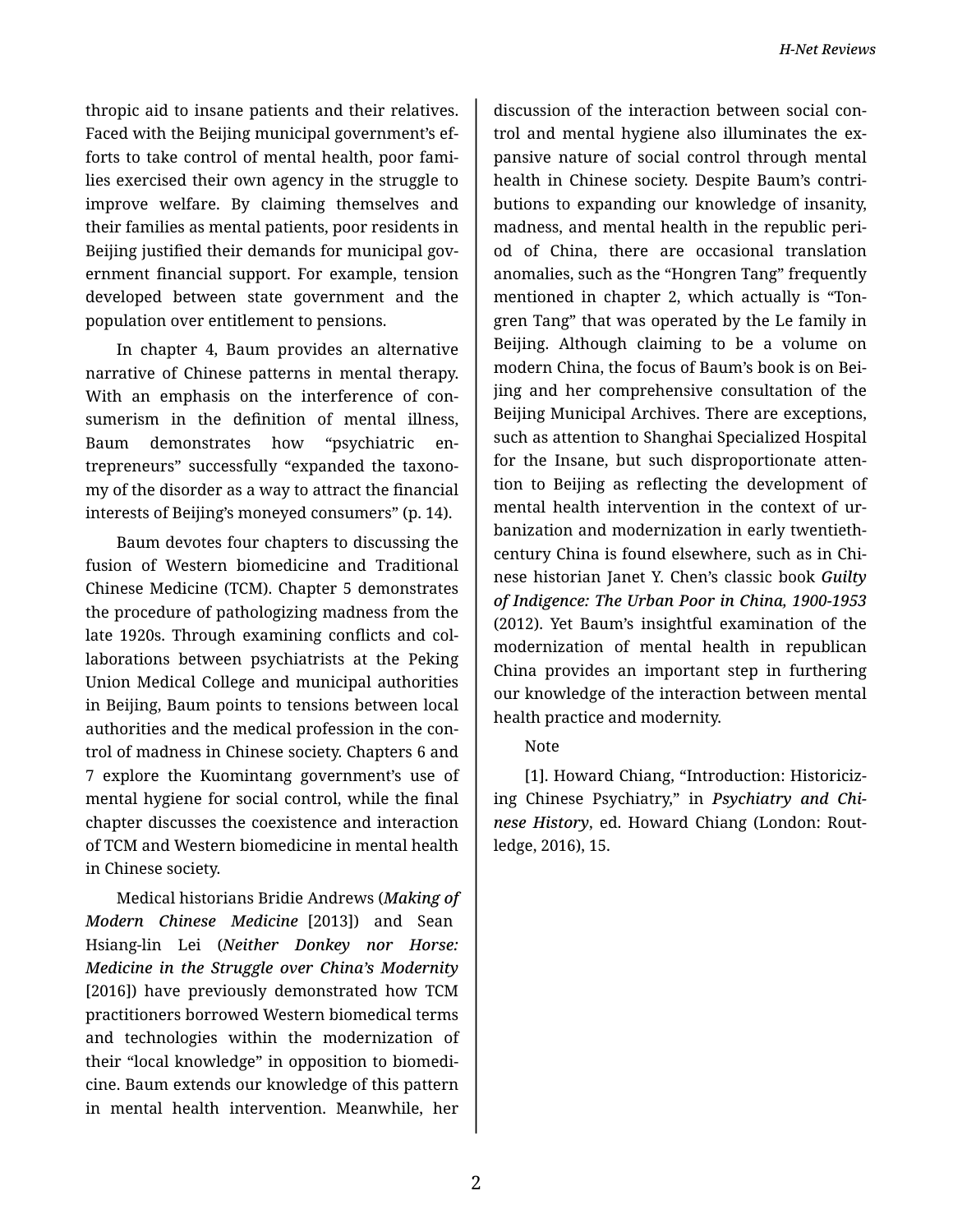thropic aid to insane patients and their relatives. Faced with the Beijing municipal government's efforts to take control of mental health, poor families exercised their own agency in the struggle to improve welfare. By claiming themselves and their families as mental patients, poor residents in Beijing justified their demands for municipal government financial support. For example, tension developed between state government and the population over entitlement to pensions.

In chapter 4, Baum provides an alternative narrative of Chinese patterns in mental therapy. With an emphasis on the interference of consumerism in the definition of mental illness, Baum demonstrates how "psychiatric entrepreneurs" successfully "expanded the taxonomy of the disorder as a way to attract the financial interests of Beijing's moneyed consumers" (p. 14).

Baum devotes four chapters to discussing the fusion of Western biomedicine and Traditional Chinese Medicine (TCM). Chapter 5 demonstrates the procedure of pathologizing madness from the late 1920s. Through examining conflicts and collaborations between psychiatrists at the Peking Union Medical College and municipal authorities in Beijing, Baum points to tensions between local authorities and the medical profession in the control of madness in Chinese society. Chapters 6 and 7 explore the Kuomintang government's use of mental hygiene for social control, while the final chapter discusses the coexistence and interaction of TCM and Western biomedicine in mental health in Chinese society.

Medical historians Bridie Andrews (***Making of Modern Chinese Medicine*** [2013]) and Sean Hsiang-lin Lei (***Neither Donkey nor Horse: Medicine in the Struggle over China's Modernity*** [2016]) have previously demonstrated how TCM practitioners borrowed Western biomedical terms and technologies within the modernization of their "local knowledge" in opposition to biomedicine. Baum extends our knowledge of this pattern in mental health intervention. Meanwhile, her discussion of the interaction between social control and mental hygiene also illuminates the expansive nature of social control through mental health in Chinese society. Despite Baum's contributions to expanding our knowledge of insanity, madness, and mental health in the republic period of China, there are occasional translation anomalies, such as the "Hongren Tang" frequently mentioned in chapter 2, which actually is "Tongren Tang" that was operated by the Le family in Beijing. Although claiming to be a volume on modern China, the focus of Baum's book is on Beijing and her comprehensive consultation of the Beijing Municipal Archives. There are exceptions, such as attention to Shanghai Specialized Hospital for the Insane, but such disproportionate attention to Beijing as reflecting the development of mental health intervention in the context of urbanization and modernization in early twentieth-century China is found elsewhere, such as in Chinese historian Janet Y. Chen's classic book ***Guilty of Indigence: The Urban Poor in China, 1900-1953*** (2012). Yet Baum's insightful examination of the modernization of mental health in republican China provides an important step in furthering our knowledge of the interaction between mental health practice and modernity.

Note

[1]. Howard Chiang, "Introduction: Historicizing Chinese Psychiatry," in ***Psychiatry and Chinese History***, ed. Howard Chiang (London: Routledge, 2016), 15.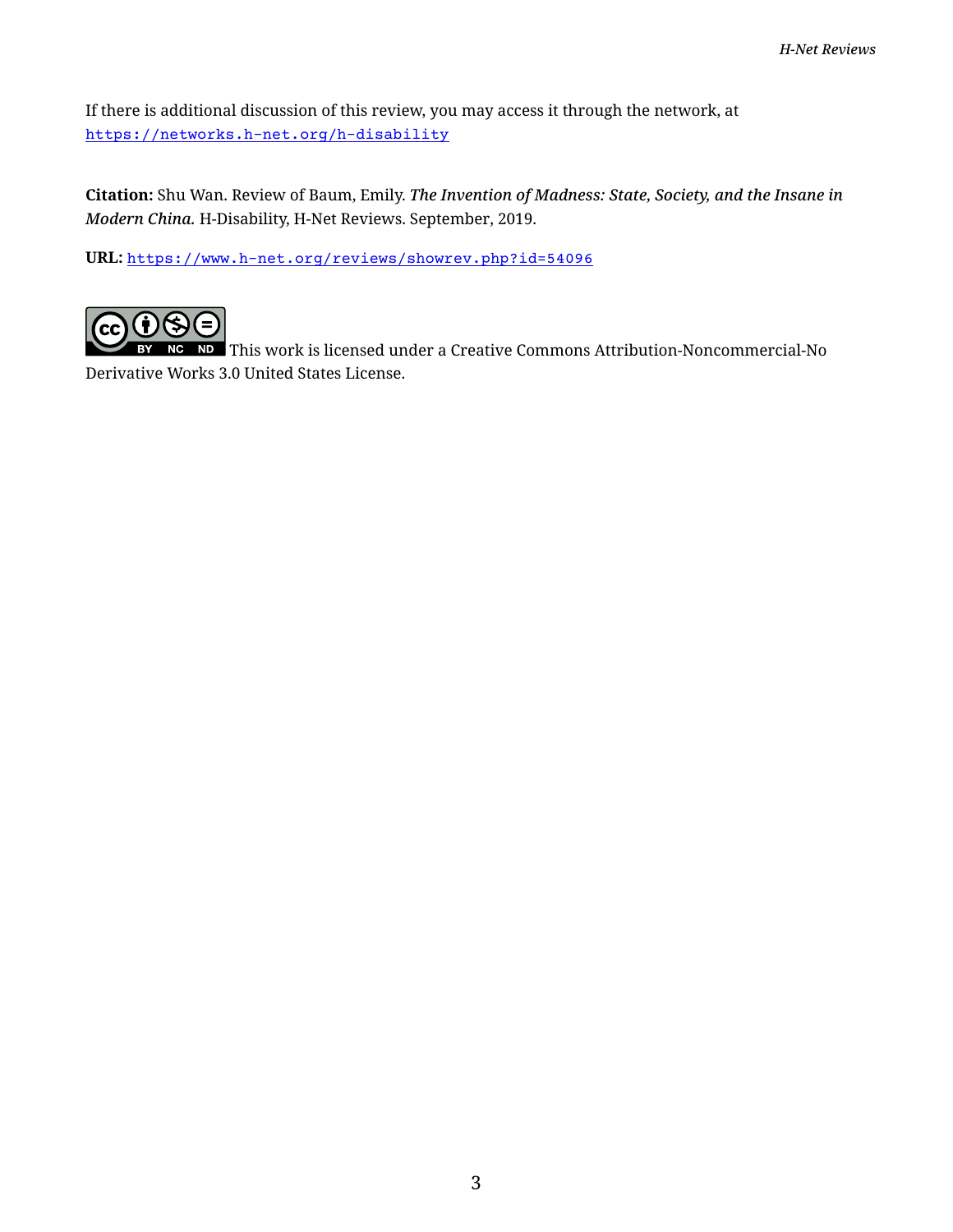If there is additional discussion of this review, you may access it through the network, at https://networks.h-net.org/h-disability

**Citation:** Shu Wan. Review of Baum, Emily. ***The Invention of Madness: State, Society, and the Insane in Modern China.*** H-Disability, H-Net Reviews. September, 2019.

**URL:** https://www.h-net.org/reviews/showrev.php?id=54096

This work is licensed under a Creative Commons Attribution-Noncommercial-No Derivative Works 3.0 United States License.